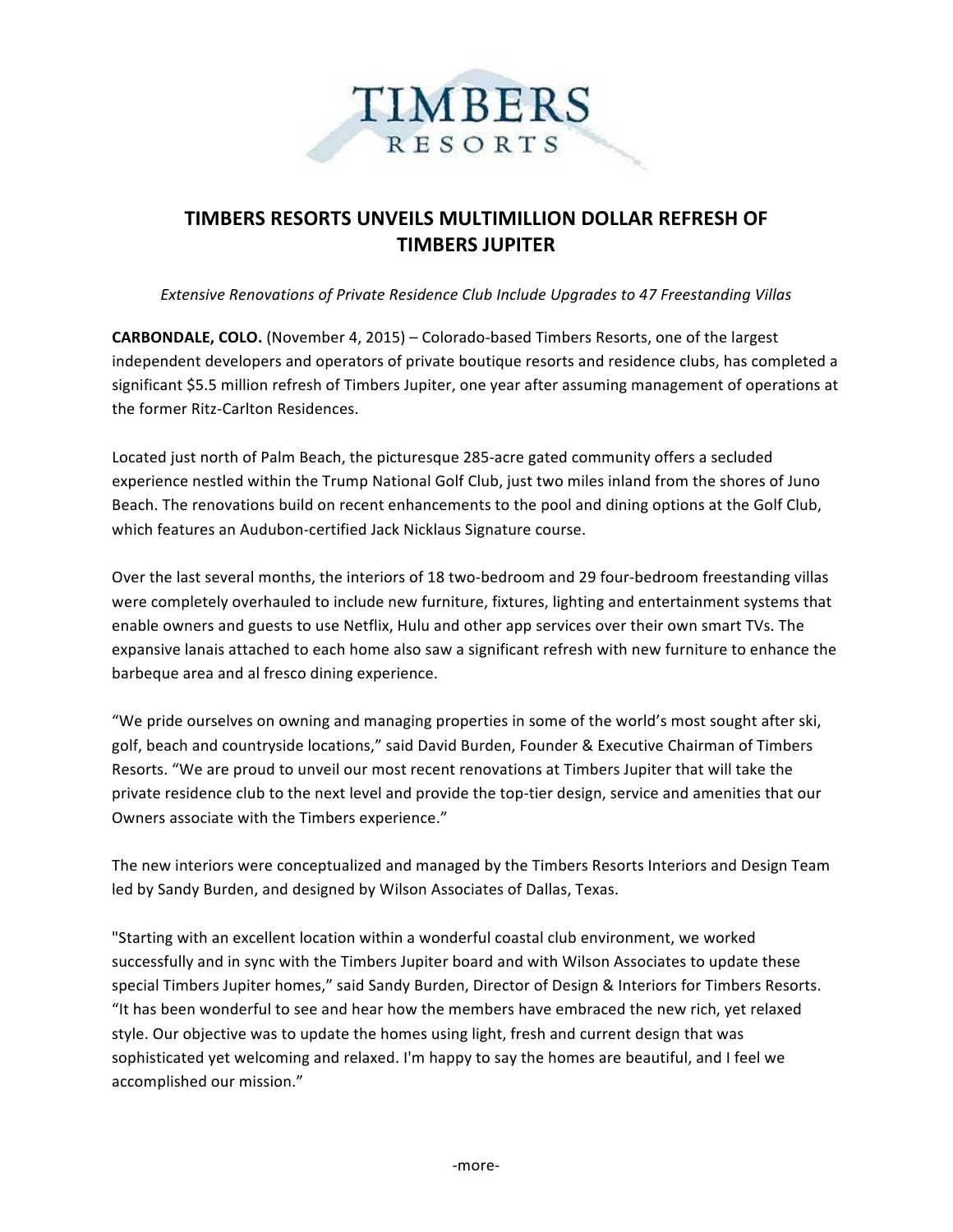# TIMBERS RESORTS UNVEILS MULTIMILLION DOLLAR REFRESH OF TIMBERS JUPITER

*Extensive Renovations of Private Residence Club Include Upgrades to 47 Freestanding Villas*

**CARBONDALE, COLO.** (November 4, 2015) – Colorado-based Timbers Resorts, one of the largest independent developers and operators of private boutique resorts and residence clubs, has completed a significant $5.5 million refresh of Timbers Jupiter, one year after assuming management of operations at the former Ritz-Carlton Residences.

Located just north of Palm Beach, the picturesque 285-acre gated community offers a secluded experience nestled within the Trump National Golf Club, just two miles inland from the shores of Juno Beach. The renovations build on recent enhancements to the pool and dining options at the Golf Club, which features an Audubon-certified Jack Nicklaus Signature course.

Over the last several months, the interiors of 18 two-bedroom and 29 four-bedroom freestanding villas were completely overhauled to include new furniture, fixtures, lighting and entertainment systems that enable owners and guests to use Netflix, Hulu and other app services over their own smart TVs. The expansive lanais attached to each home also saw a significant refresh with new furniture to enhance the barbeque area and al fresco dining experience.

"We pride ourselves on owning and managing properties in some of the world's most sought after ski, golf, beach and countryside locations," said David Burden, Founder & Executive Chairman of Timbers Resorts. "We are proud to unveil our most recent renovations at Timbers Jupiter that will take the private residence club to the next level and provide the top-tier design, service and amenities that our Owners associate with the Timbers experience."

The new interiors were conceptualized and managed by the Timbers Resorts Interiors and Design Team led by Sandy Burden, and designed by Wilson Associates of Dallas, Texas.

"Starting with an excellent location within a wonderful coastal club environment, we worked successfully and in sync with the Timbers Jupiter board and with Wilson Associates to update these special Timbers Jupiter homes," said Sandy Burden, Director of Design & Interiors for Timbers Resorts. "It has been wonderful to see and hear how the members have embraced the new rich, yet relaxed style. Our objective was to update the homes using light, fresh and current design that was sophisticated yet welcoming and relaxed. I'm happy to say the homes are beautiful, and I feel we accomplished our mission."

-more-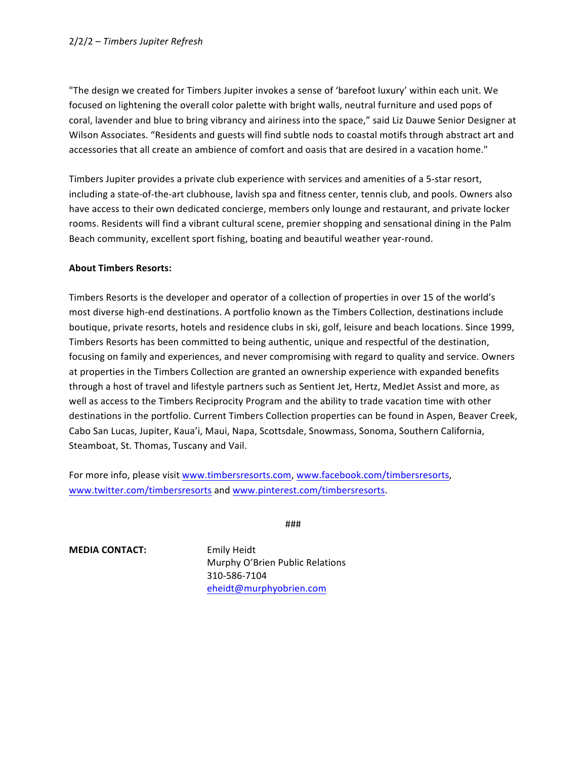"The design we created for Timbers Jupiter invokes a sense of 'barefoot luxury' within each unit. We focused on lightening the overall color palette with bright walls, neutral furniture and used pops of coral, lavender and blue to bring vibrancy and airiness into the space," said Liz Dauwe Senior Designer at Wilson Associates. "Residents and guests will find subtle nods to coastal motifs through abstract art and accessories that all create an ambience of comfort and oasis that are desired in a vacation home."

Timbers Jupiter provides a private club experience with services and amenities of a 5-star resort, including a state-of-the-art clubhouse, lavish spa and fitness center, tennis club, and pools. Owners also have access to their own dedicated concierge, members only lounge and restaurant, and private locker rooms. Residents will find a vibrant cultural scene, premier shopping and sensational dining in the Palm Beach community, excellent sport fishing, boating and beautiful weather year-round.

**About Timbers Resorts:**

Timbers Resorts is the developer and operator of a collection of properties in over 15 of the world's most diverse high-end destinations. A portfolio known as the Timbers Collection, destinations include boutique, private resorts, hotels and residence clubs in ski, golf, leisure and beach locations. Since 1999, Timbers Resorts has been committed to being authentic, unique and respectful of the destination, focusing on family and experiences, and never compromising with regard to quality and service. Owners at properties in the Timbers Collection are granted an ownership experience with expanded benefits through a host of travel and lifestyle partners such as Sentient Jet, Hertz, MedJet Assist and more, as well as access to the Timbers Reciprocity Program and the ability to trade vacation time with other destinations in the portfolio. Current Timbers Collection properties can be found in Aspen, Beaver Creek, Cabo San Lucas, Jupiter, Kaua'i, Maui, Napa, Scottsdale, Snowmass, Sonoma, Southern California, Steamboat, St. Thomas, Tuscany and Vail.

For more info, please visit www.timbersresorts.com, www.facebook.com/timbersresorts, www.twitter.com/timbersresorts and www.pinterest.com/timbersresorts.

###

**MEDIA CONTACT:**

Emily Heidt
Murphy O'Brien Public Relations
310-586-7104
eheidt@murphyobrien.com